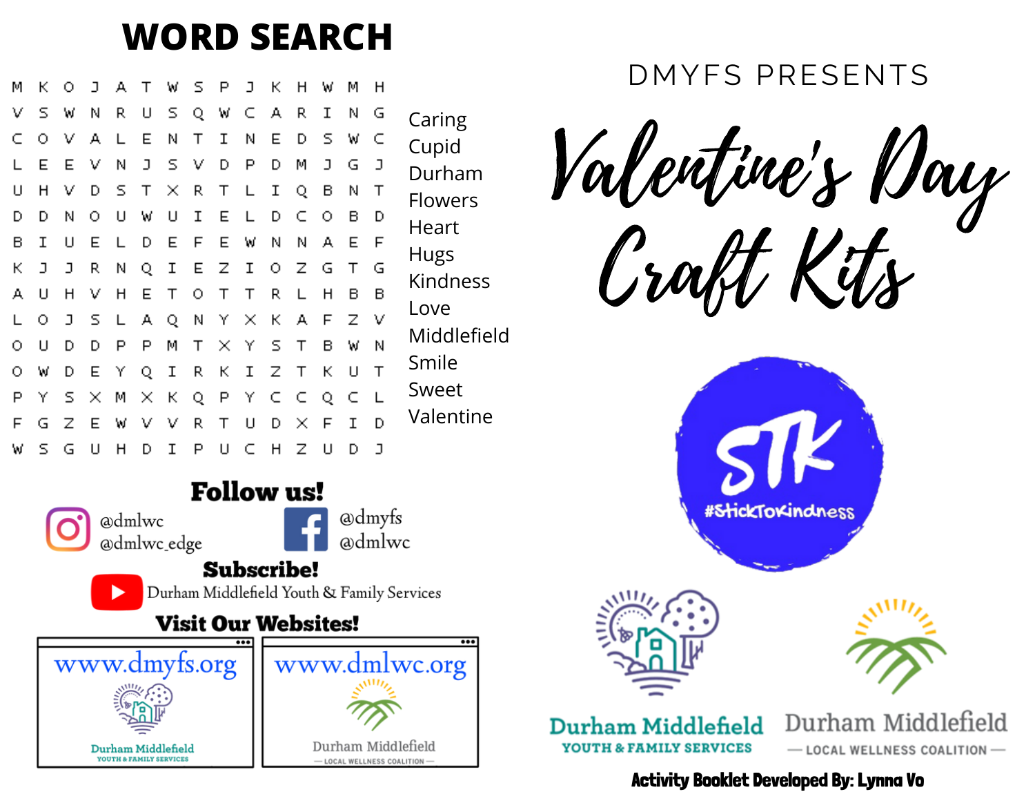# WORD SEARCH

```
M K O J A T W S P J K H W M H
V S W N R U S Q W C A R I N G
C O V A L E N T I N E D S W C
L E E V N J S V D P D M J G J
U H V D S T X R T L I Q B N T
D D N O U W U I E L D C O B D
B I U E L D E F E W N N A E F
K J J R N Q I E Z I O Z G T G
A U H V H E T O T T R L H B B
L O J S L A Q N Y X K A F Z V
O U D D P P M T X Y S T B W N
O W D E Y Q I R K I Z T K U T
P Y S X M X K Q P Y C C Q C L
F G Z E W V V R T U D X F I D
W S G U H D I P U C H Z U D J
```

- Caring
- Cupid
- Durham
- Flowers
- Heart
- Hugs
- Kindness
- Love
- Middlefield
- Smile
- Sweet
- Valentine

## Follow us!

Instagram: @dmlwc, @dmlwc_edge

Facebook: @dmyfs, @dmlwc

## Subscribe!

YouTube: Durham Middlefield Youth & Family Services

## Visit Our Websites!

www.dmyfs.org — Durham Middlefield Youth & Family Services

www.dmlwc.org — Durham Middlefield Local Wellness Coalition

DMYFS PRESENTS

# Valentine's Day Craft Kits

STK #StickToKindness

Durham Middlefield Youth & Family Services

Durham Middlefield — Local Wellness Coalition —

**Activity Booklet Developed By: Lynna Vo**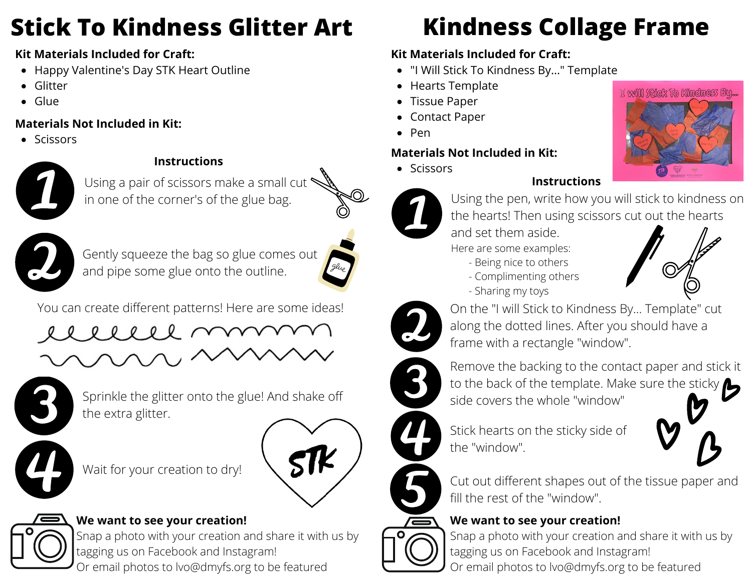# Stick To Kindness Glitter Art

**Kit Materials Included for Craft:**

- Happy Valentine's Day STK Heart Outline
- Glitter
- Glue

**Materials Not Included in Kit:**

- Scissors

### Instructions

1. Using a pair of scissors make a small cut in one of the corner's of the glue bag.
2. Gently squeeze the bag so glue comes out and pipe some glue onto the outline.

You can create different patterns! Here are some ideas!

3. Sprinkle the glitter onto the glue! And shake off the extra glitter.
4. Wait for your creation to dry!

**We want to see your creation!**
Snap a photo with your creation and share it with us by tagging us on Facebook and Instagram!
Or email photos to lvo@dmyfs.org to be featured

# Kindness Collage Frame

**Kit Materials Included for Craft:**

- "I Will Stick To Kindness By..." Template
- Hearts Template
- Tissue Paper
- Contact Paper
- Pen

**Materials Not Included in Kit:**

- Scissors

### Instructions

1. Using the pen, write how you will stick to kindness on the hearts! Then using scissors cut out the hearts and set them aside.
   Here are some examples:
   - Being nice to others
   - Complimenting others
   - Sharing my toys
2. On the "I will Stick to Kindness By... Template" cut along the dotted lines. After you should have a frame with a rectangle "window".
3. Remove the backing to the contact paper and stick it to the back of the template. Make sure the sticky side covers the whole "window"
4. Stick hearts on the sticky side of the "window".
5. Cut out different shapes out of the tissue paper and fill the rest of the "window".

**We want to see your creation!**
Snap a photo with your creation and share it with us by tagging us on Facebook and Instagram!
Or email photos to lvo@dmyfs.org to be featured